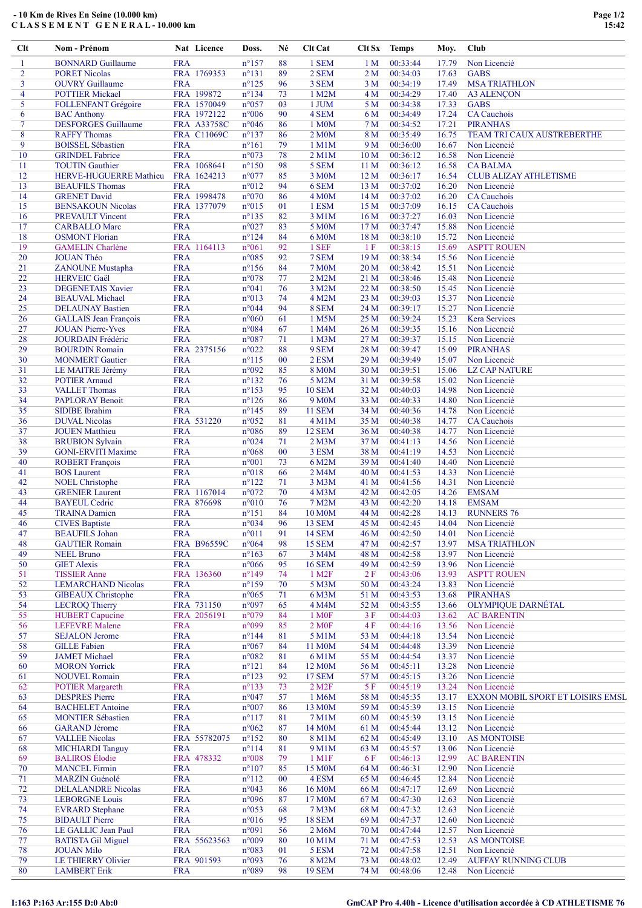# - 10 Km de Rives En Seine (10.000 km)

## C L A S S E M E N T  G E N E R A L - 10.000 km

| Clt | Nom - Prénom | Nat | Licence | Doss. | Né | Clt Cat | Clt Sx | Temps | Moy. | Club |
|---|---|---|---|---|---|---|---|---|---|---|
| 1 | BONNARD Guillaume | FRA | | n°157 | 88 | 1 SEM | 1 M | 00:33:44 | 17.79 | Non Licencié |
| 2 | PORET Nicolas | FRA | 1769353 | n°131 | 89 | 2 SEM | 2 M | 00:34:03 | 17.63 | GABS |
| 3 | OUVRY Guillaume | FRA | | n°125 | 96 | 3 SEM | 3 M | 00:34:19 | 17.49 | MSA TRIATHLON |
| 4 | POTTIER Mickael | FRA | 199872 | n°134 | 73 | 1 M2M | 4 M | 00:34:29 | 17.40 | A3 ALENÇON |
| 5 | FOLLENFANT Grégoire | FRA | 1570049 | n°057 | 03 | 1 JUM | 5 M | 00:34:38 | 17.33 | GABS |
| 6 | BAC Anthony | FRA | 1972122 | n°006 | 90 | 4 SEM | 6 M | 00:34:49 | 17.24 | CA Cauchois |
| 7 | DESFORGES Guillaume | FRA | A33758C | n°046 | 86 | 1 M0M | 7 M | 00:34:52 | 17.21 | PIRANHAS |
| 8 | RAFFY Thomas | FRA | C11069C | n°137 | 86 | 2 M0M | 8 M | 00:35:49 | 16.75 | TEAM TRI CAUX AUSTREBERTHE |
| 9 | BOISSEL Sébastien | FRA | | n°161 | 79 | 1 M1M | 9 M | 00:36:00 | 16.67 | Non Licencié |
| 10 | GRINDEL Fabrice | FRA | | n°073 | 78 | 2 M1M | 10 M | 00:36:12 | 16.58 | Non Licencié |
| 11 | TOUTIN Gauthier | FRA | 1068641 | n°150 | 98 | 5 SEM | 11 M | 00:36:12 | 16.58 | CA BALMA |
| 12 | HERVE-HUGUERRE Mathieu | FRA | 1624213 | n°077 | 85 | 3 M0M | 12 M | 00:36:17 | 16.54 | CLUB ALIZAY ATHLETISME |
| 13 | BEAUFILS Thomas | FRA | | n°012 | 94 | 6 SEM | 13 M | 00:37:02 | 16.20 | Non Licencié |
| 14 | GRENET David | FRA | 1998478 | n°070 | 86 | 4 M0M | 14 M | 00:37:02 | 16.20 | CA Cauchois |
| 15 | BENSAKOUN Nicolas | FRA | 1377079 | n°015 | 01 | 1 ESM | 15 M | 00:37:09 | 16.15 | CA Cauchois |
| 16 | PREVAULT Vincent | FRA | | n°135 | 82 | 3 M1M | 16 M | 00:37:27 | 16.03 | Non Licencié |
| 17 | CARBALLO Marc | FRA | | n°027 | 83 | 5 M0M | 17 M | 00:37:47 | 15.88 | Non Licencié |
| 18 | OSMONT Florian | FRA | | n°124 | 84 | 6 M0M | 18 M | 00:38:10 | 15.72 | Non Licencié |
| 19 | GAMELIN Charlène | FRA | 1164113 | n°061 | 92 | 1 SEF | 1 F | 00:38:15 | 15.69 | ASPTT ROUEN |
| 20 | JOUAN Théo | FRA | | n°085 | 92 | 7 SEM | 19 M | 00:38:34 | 15.56 | Non Licencié |
| 21 | ZANOUNE Mustapha | FRA | | n°156 | 84 | 7 M0M | 20 M | 00:38:42 | 15.51 | Non Licencié |
| 22 | HERVEIC Gaël | FRA | | n°078 | 77 | 2 M2M | 21 M | 00:38:46 | 15.48 | Non Licencié |
| 23 | DEGENETAIS Xavier | FRA | | n°041 | 76 | 3 M2M | 22 M | 00:38:50 | 15.45 | Non Licencié |
| 24 | BEAUVAL Michael | FRA | | n°013 | 74 | 4 M2M | 23 M | 00:39:03 | 15.37 | Non Licencié |
| 25 | DELAUNAY Bastien | FRA | | n°044 | 94 | 8 SEM | 24 M | 00:39:17 | 15.27 | Non Licencié |
| 26 | GALLAIS Jean François | FRA | | n°060 | 61 | 1 M5M | 25 M | 00:39:24 | 15.23 | Kera Services |
| 27 | JOUAN Pierre-Yves | FRA | | n°084 | 67 | 1 M4M | 26 M | 00:39:35 | 15.16 | Non Licencié |
| 28 | JOURDAIN Frédéric | FRA | | n°087 | 71 | 1 M3M | 27 M | 00:39:37 | 15.15 | Non Licencié |
| 29 | BOURDIN Romain | FRA | 2375156 | n°022 | 88 | 9 SEM | 28 M | 00:39:47 | 15.09 | PIRANHAS |
| 30 | MONMERT Gautier | FRA | | n°115 | 00 | 2 ESM | 29 M | 00:39:49 | 15.07 | Non Licencié |
| 31 | LE MAITRE Jérémy | FRA | | n°092 | 85 | 8 M0M | 30 M | 00:39:51 | 15.06 | LZ CAP NATURE |
| 32 | POTIER Arnaud | FRA | | n°132 | 76 | 5 M2M | 31 M | 00:39:58 | 15.02 | Non Licencié |
| 33 | VALLET Thomas | FRA | | n°153 | 95 | 10 SEM | 32 M | 00:40:03 | 14.98 | Non Licencié |
| 34 | PAPLORAY Benoit | FRA | | n°126 | 86 | 9 M0M | 33 M | 00:40:33 | 14.80 | Non Licencié |
| 35 | SIDIBE Ibrahim | FRA | | n°145 | 89 | 11 SEM | 34 M | 00:40:36 | 14.78 | Non Licencié |
| 36 | DUVAL Nicolas | FRA | 531220 | n°052 | 81 | 4 M1M | 35 M | 00:40:38 | 14.77 | CA Cauchois |
| 37 | JOUEN Matthieu | FRA | | n°086 | 89 | 12 SEM | 36 M | 00:40:38 | 14.77 | Non Licencié |
| 38 | BRUBION Sylvain | FRA | | n°024 | 71 | 2 M3M | 37 M | 00:41:13 | 14.56 | Non Licencié |
| 39 | GONI-ERVITI Maxime | FRA | | n°068 | 00 | 3 ESM | 38 M | 00:41:19 | 14.53 | Non Licencié |
| 40 | ROBERT François | FRA | | n°001 | 73 | 6 M2M | 39 M | 00:41:40 | 14.40 | Non Licencié |
| 41 | BOS Laurent | FRA | | n°018 | 66 | 2 M4M | 40 M | 00:41:53 | 14.33 | Non Licencié |
| 42 | NOEL Christophe | FRA | | n°122 | 71 | 3 M3M | 41 M | 00:41:56 | 14.31 | Non Licencié |
| 43 | GRENIER Laurent | FRA | 1167014 | n°072 | 70 | 4 M3M | 42 M | 00:42:05 | 14.26 | EMSAM |
| 44 | BAYEUL Cedric | FRA | 876698 | n°010 | 76 | 7 M2M | 43 M | 00:42:20 | 14.18 | EMSAM |
| 45 | TRAINA Damien | FRA | | n°151 | 84 | 10 M0M | 44 M | 00:42:28 | 14.13 | RUNNERS 76 |
| 46 | CIVES Baptiste | FRA | | n°034 | 96 | 13 SEM | 45 M | 00:42:45 | 14.04 | Non Licencié |
| 47 | BEAUFILS Johan | FRA | | n°011 | 91 | 14 SEM | 46 M | 00:42:50 | 14.01 | Non Licencié |
| 48 | GAUTIER Romain | FRA | B96559C | n°064 | 98 | 15 SEM | 47 M | 00:42:57 | 13.97 | MSA TRIATHLON |
| 49 | NEEL Bruno | FRA | | n°163 | 67 | 3 M4M | 48 M | 00:42:58 | 13.97 | Non Licencié |
| 50 | GIET Alexis | FRA | | n°066 | 93 | 16 SEM | 49 M | 00:42:59 | 13.96 | Non Licencié |
| 51 | TISSIER Anne | FRA | 136360 | n°149 | 74 | 1 M2F | 2 F | 00:43:06 | 13.93 | ASPTT ROUEN |
| 52 | LEMARCHAND Nicolas | FRA | | n°159 | 70 | 5 M3M | 50 M | 00:43:24 | 13.83 | Non Licencié |
| 53 | GIBEAUX Christophe | FRA | | n°065 | 71 | 6 M3M | 51 M | 00:43:53 | 13.68 | PIRANHAS |
| 54 | LECROQ Thierry | FRA | 731150 | n°097 | 65 | 4 M4M | 52 M | 00:43:55 | 13.66 | OLYMPIQUE DARNÉTAL |
| 55 | HUBERT Capucine | FRA | 2056191 | n°079 | 84 | 1 M0F | 3 F | 00:44:03 | 13.62 | AC BARENTIN |
| 56 | LEFEVRE Malene | FRA | | n°099 | 85 | 2 M0F | 4 F | 00:44:16 | 13.56 | Non Licencié |
| 57 | SEJALON Jerome | FRA | | n°144 | 81 | 5 M1M | 53 M | 00:44:18 | 13.54 | Non Licencié |
| 58 | GILLE Fabien | FRA | | n°067 | 84 | 11 M0M | 54 M | 00:44:48 | 13.39 | Non Licencié |
| 59 | JAMET Michael | FRA | | n°082 | 81 | 6 M1M | 55 M | 00:44:54 | 13.37 | Non Licencié |
| 60 | MORON Yorrick | FRA | | n°121 | 84 | 12 M0M | 56 M | 00:45:11 | 13.28 | Non Licencié |
| 61 | NOUVEL Romain | FRA | | n°123 | 92 | 17 SEM | 57 M | 00:45:15 | 13.26 | Non Licencié |
| 62 | POTIER Margareth | FRA | | n°133 | 73 | 2 M2F | 5 F | 00:45:19 | 13.24 | Non Licencié |
| 63 | DESPRES Pierre | FRA | | n°047 | 57 | 1 M6M | 58 M | 00:45:35 | 13.17 | EXXON MOBIL SPORT ET LOISIRS EMSL |
| 64 | BACHELET Antoine | FRA | | n°007 | 86 | 13 M0M | 59 M | 00:45:39 | 13.15 | Non Licencié |
| 65 | MONTIER Sébastien | FRA | | n°117 | 81 | 7 M1M | 60 M | 00:45:39 | 13.15 | Non Licencié |
| 66 | GARAND Jérome | FRA | | n°062 | 87 | 14 M0M | 61 M | 00:45:44 | 13.12 | Non Licencié |
| 67 | VALLEE Nicolas | FRA | 55782075 | n°152 | 80 | 8 M1M | 62 M | 00:45:49 | 13.10 | AS MONTOISE |
| 68 | MICHIARDI Tanguy | FRA | | n°114 | 81 | 9 M1M | 63 M | 00:45:57 | 13.06 | Non Licencié |
| 69 | BALIROS Élodie | FRA | 478332 | n°008 | 79 | 1 M1F | 6 F | 00:46:13 | 12.99 | AC BARENTIN |
| 70 | MARCHAL Firmin | FRA | | n°107 | 85 | 15 M0M | 64 M | 00:46:31 | 12.90 | Non Licencié |
| 71 | MARZIN Guénolé | FRA | | n°112 | 00 | 4 ESM | 65 M | 00:46:45 | 12.84 | Non Licencié |
| 72 | DELALANDRE Nicolas | FRA | | n°043 | 86 | 16 M0M | 66 M | 00:47:17 | 12.69 | Non Licencié |
| 73 | LEBORGNE Louis | FRA | | n°096 | 87 | 17 M0M | 67 M | 00:47:30 | 12.63 | Non Licencié |
| 74 | EVRARD Stephane | FRA | | n°053 | 68 | 7 M3M | 68 M | 00:47:32 | 12.63 | Non Licencié |
| 75 | BIDAULT Pierre | FRA | | n°016 | 95 | 18 SEM | 69 M | 00:47:37 | 12.60 | Non Licencié |
| 76 | LE GALLIC Jean Paul | FRA | | n°091 | 56 | 2 M6M | 70 M | 00:47:44 | 12.57 | Non Licencié |
| 77 | BATISTA Gil Miguel | FRA | 55623563 | n°009 | 80 | 10 M1M | 71 M | 00:47:53 | 12.53 | AS MONTOISE |
| 78 | JOUAN Milo | FRA | | n°083 | 01 | 5 ESM | 72 M | 00:47:58 | 12.51 | Non Licencié |
| 79 | LE THIERRY Olivier | FRA | 901593 | n°093 | 76 | 8 M2M | 73 M | 00:48:02 | 12.49 | AUFFAY RUNNING CLUB |
| 80 | LAMBERT Erik | FRA | | n°089 | 98 | 19 SEM | 74 M | 00:48:06 | 12.48 | Non Licencié |

I:163 P:163 Ar:155 D:0 Ab:0

GmCAP Pro 4.40h - Licence d'utilisation accordée à CD ATHLETISME 76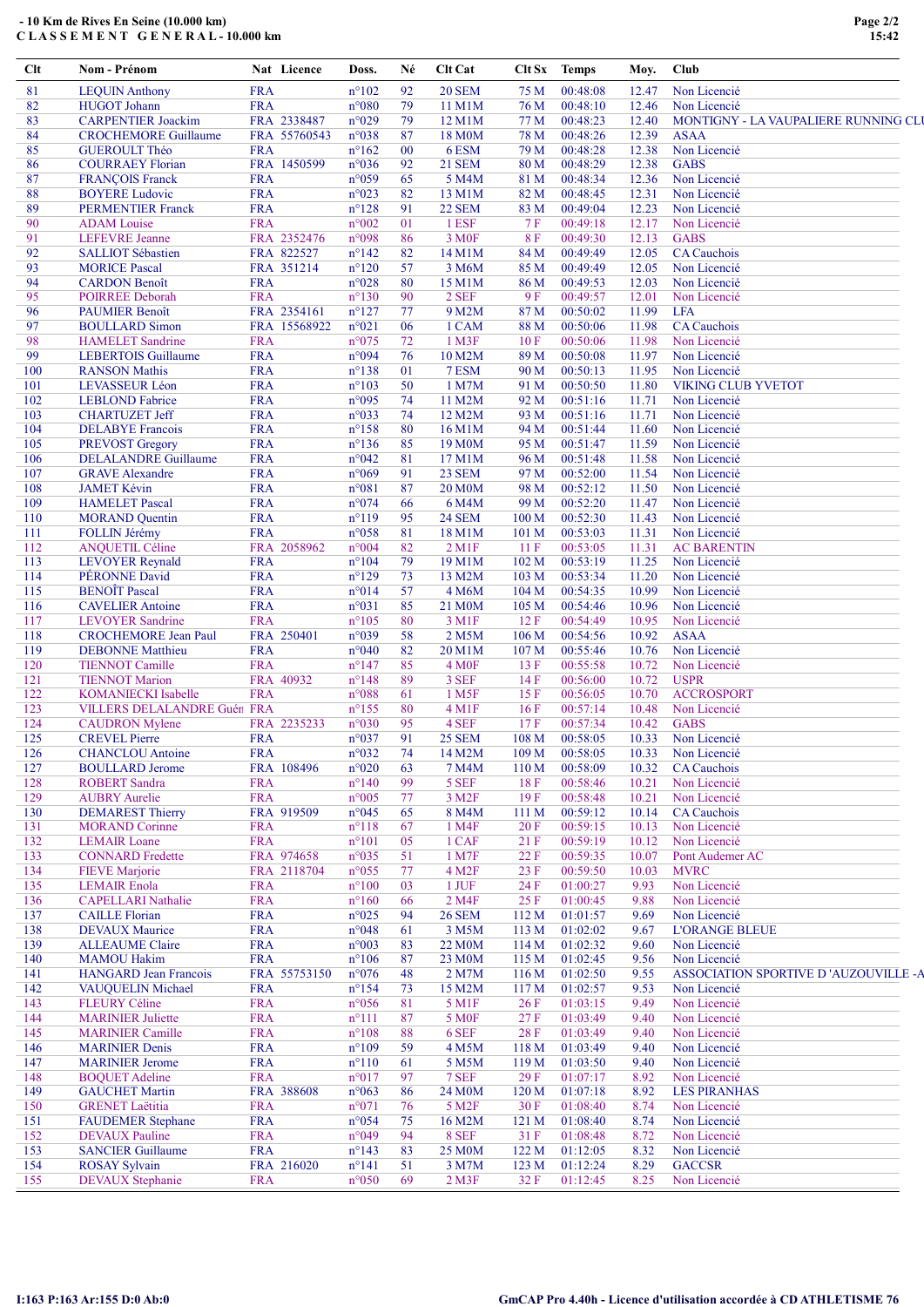# - 10 Km de Rives En Seine (10.000 km)

## CLASSEMENT GENERAL - 10.000 km

| Clt | Nom - Prénom | Nat | Licence | Doss. | Né | Clt Cat | Clt Sx | Temps | Moy. | Club |
|---|---|---|---|---|---|---|---|---|---|---|
| 81 | LEQUIN Anthony | FRA | | n°102 | 92 | 20 SEM | 75 M | 00:48:08 | 12.47 | Non Licencié |
| 82 | HUGOT Johann | FRA | | n°080 | 79 | 11 M1M | 76 M | 00:48:10 | 12.46 | Non Licencié |
| 83 | CARPENTIER Joackim | FRA | 2338487 | n°029 | 79 | 12 M1M | 77 M | 00:48:23 | 12.40 | MONTIGNY - LA VAUPALIERE RUNNING CLU |
| 84 | CROCHEMORE Guillaume | FRA | 55760543 | n°038 | 87 | 18 M0M | 78 M | 00:48:26 | 12.39 | ASAA |
| 85 | GUEROULT Théo | FRA | | n°162 | 00 | 6 ESM | 79 M | 00:48:28 | 12.38 | Non Licencié |
| 86 | COURRAEY Florian | FRA | 1450599 | n°036 | 92 | 21 SEM | 80 M | 00:48:29 | 12.38 | GABS |
| 87 | FRANÇOIS Franck | FRA | | n°059 | 65 | 5 M4M | 81 M | 00:48:34 | 12.36 | Non Licencié |
| 88 | BOYERE Ludovic | FRA | | n°023 | 82 | 13 M1M | 82 M | 00:48:45 | 12.31 | Non Licencié |
| 89 | PERMENTIER Franck | FRA | | n°128 | 91 | 22 SEM | 83 M | 00:49:04 | 12.23 | Non Licencié |
| 90 | ADAM Louise | FRA | | n°002 | 01 | 1 ESF | 7 F | 00:49:18 | 12.17 | Non Licencié |
| 91 | LEFEVRE Jeanne | FRA | 2352476 | n°098 | 86 | 3 M0F | 8 F | 00:49:30 | 12.13 | GABS |
| 92 | SALLIOT Sébastien | FRA | 822527 | n°142 | 82 | 14 M1M | 84 M | 00:49:49 | 12.05 | CA Cauchois |
| 93 | MORICE Pascal | FRA | 351214 | n°120 | 57 | 3 M6M | 85 M | 00:49:49 | 12.05 | Non Licencié |
| 94 | CARDON Benoît | FRA | | n°028 | 80 | 15 M1M | 86 M | 00:49:53 | 12.03 | Non Licencié |
| 95 | POIRREE Deborah | FRA | | n°130 | 90 | 2 SEF | 9 F | 00:49:57 | 12.01 | Non Licencié |
| 96 | PAUMIER Benoît | FRA | 2354161 | n°127 | 77 | 9 M2M | 87 M | 00:50:02 | 11.99 | LFA |
| 97 | BOULLARD Simon | FRA | 15568922 | n°021 | 06 | 1 CAM | 88 M | 00:50:06 | 11.98 | CA Cauchois |
| 98 | HAMELET Sandrine | FRA | | n°075 | 72 | 1 M3F | 10 F | 00:50:06 | 11.98 | Non Licencié |
| 99 | LEBERTOIS Guillaume | FRA | | n°094 | 76 | 10 M2M | 89 M | 00:50:08 | 11.97 | Non Licencié |
| 100 | RANSON Mathis | FRA | | n°138 | 01 | 7 ESM | 90 M | 00:50:13 | 11.95 | Non Licencié |
| 101 | LEVASSEUR Léon | FRA | | n°103 | 50 | 1 M7M | 91 M | 00:50:50 | 11.80 | VIKING CLUB YVETOT |
| 102 | LEBLOND Fabrice | FRA | | n°095 | 74 | 11 M2M | 92 M | 00:51:16 | 11.71 | Non Licencié |
| 103 | CHARTUZET Jeff | FRA | | n°033 | 74 | 12 M2M | 93 M | 00:51:16 | 11.71 | Non Licencié |
| 104 | DELABYE Francois | FRA | | n°158 | 80 | 16 M1M | 94 M | 00:51:44 | 11.60 | Non Licencié |
| 105 | PREVOST Gregory | FRA | | n°136 | 85 | 19 M0M | 95 M | 00:51:47 | 11.59 | Non Licencié |
| 106 | DELALANDRE Guillaume | FRA | | n°042 | 81 | 17 M1M | 96 M | 00:51:48 | 11.58 | Non Licencié |
| 107 | GRAVE Alexandre | FRA | | n°069 | 91 | 23 SEM | 97 M | 00:52:00 | 11.54 | Non Licencié |
| 108 | JAMET Kévin | FRA | | n°081 | 87 | 20 M0M | 98 M | 00:52:12 | 11.50 | Non Licencié |
| 109 | HAMELET Pascal | FRA | | n°074 | 66 | 6 M4M | 99 M | 00:52:20 | 11.47 | Non Licencié |
| 110 | MORAND Quentin | FRA | | n°119 | 95 | 24 SEM | 100 M | 00:52:30 | 11.43 | Non Licencié |
| 111 | FOLLIN Jérémy | FRA | | n°058 | 81 | 18 M1M | 101 M | 00:53:03 | 11.31 | Non Licencié |
| 112 | ANQUETIL Céline | FRA | 2058962 | n°004 | 82 | 2 M1F | 11 F | 00:53:05 | 11.31 | AC BARENTIN |
| 113 | LEVOYER Reynald | FRA | | n°104 | 79 | 19 M1M | 102 M | 00:53:19 | 11.25 | Non Licencié |
| 114 | PÉRONNE David | FRA | | n°129 | 73 | 13 M2M | 103 M | 00:53:34 | 11.20 | Non Licencié |
| 115 | BENOÎT Pascal | FRA | | n°014 | 57 | 4 M6M | 104 M | 00:54:35 | 10.99 | Non Licencié |
| 116 | CAVELIER Antoine | FRA | | n°031 | 85 | 21 M0M | 105 M | 00:54:46 | 10.96 | Non Licencié |
| 117 | LEVOYER Sandrine | FRA | | n°105 | 80 | 3 M1F | 12 F | 00:54:49 | 10.95 | Non Licencié |
| 118 | CROCHEMORE Jean Paul | FRA | 250401 | n°039 | 58 | 2 M5M | 106 M | 00:54:56 | 10.92 | ASAA |
| 119 | DEBONNE Matthieu | FRA | | n°040 | 82 | 20 M1M | 107 M | 00:55:46 | 10.76 | Non Licencié |
| 120 | TIENNOT Camille | FRA | | n°147 | 85 | 4 M0F | 13 F | 00:55:58 | 10.72 | Non Licencié |
| 121 | TIENNOT Marion | FRA | 40932 | n°148 | 89 | 3 SEF | 14 F | 00:56:00 | 10.72 | USPR |
| 122 | KOMANIECKI Isabelle | FRA | | n°088 | 61 | 1 M5F | 15 F | 00:56:05 | 10.70 | ACCROSPORT |
| 123 | VILLERS DELALANDRE Guén | FRA | | n°155 | 80 | 4 M1F | 16 F | 00:57:14 | 10.48 | Non Licencié |
| 124 | CAUDRON Mylene | FRA | 2235233 | n°030 | 95 | 4 SEF | 17 F | 00:57:34 | 10.42 | GABS |
| 125 | CREVEL Pierre | FRA | | n°037 | 91 | 25 SEM | 108 M | 00:58:05 | 10.33 | Non Licencié |
| 126 | CHANCLOU Antoine | FRA | | n°032 | 74 | 14 M2M | 109 M | 00:58:05 | 10.33 | Non Licencié |
| 127 | BOULLARD Jerome | FRA | 108496 | n°020 | 63 | 7 M4M | 110 M | 00:58:09 | 10.32 | CA Cauchois |
| 128 | ROBERT Sandra | FRA | | n°140 | 99 | 5 SEF | 18 F | 00:58:46 | 10.21 | Non Licencié |
| 129 | AUBRY Aurelie | FRA | | n°005 | 77 | 3 M2F | 19 F | 00:58:48 | 10.21 | Non Licencié |
| 130 | DEMAREST Thierry | FRA | 919509 | n°045 | 65 | 8 M4M | 111 M | 00:59:12 | 10.14 | CA Cauchois |
| 131 | MORAND Corinne | FRA | | n°118 | 67 | 1 M4F | 20 F | 00:59:15 | 10.13 | Non Licencié |
| 132 | LEMAIR Loane | FRA | | n°101 | 05 | 1 CAF | 21 F | 00:59:19 | 10.12 | Non Licencié |
| 133 | CONNARD Fredette | FRA | 974658 | n°035 | 51 | 1 M7F | 22 F | 00:59:35 | 10.07 | Pont Audemer AC |
| 134 | FIEVE Marjorie | FRA | 2118704 | n°055 | 77 | 4 M2F | 23 F | 00:59:50 | 10.03 | MVRC |
| 135 | LEMAIR Enola | FRA | | n°100 | 03 | 1 JUF | 24 F | 01:00:27 | 9.93 | Non Licencié |
| 136 | CAPELLARI Nathalie | FRA | | n°160 | 66 | 2 M4F | 25 F | 01:00:45 | 9.88 | Non Licencié |
| 137 | CAILLE Florian | FRA | | n°025 | 94 | 26 SEM | 112 M | 01:01:57 | 9.69 | Non Licencié |
| 138 | DEVAUX Maurice | FRA | | n°048 | 61 | 3 M5M | 113 M | 01:02:02 | 9.67 | L'ORANGE BLEUE |
| 139 | ALLEAUME Claire | FRA | | n°003 | 83 | 22 M0M | 114 M | 01:02:32 | 9.60 | Non Licencié |
| 140 | MAMOU Hakim | FRA | | n°106 | 87 | 23 M0M | 115 M | 01:02:45 | 9.56 | Non Licencié |
| 141 | HANGARD Jean Francois | FRA | 55753150 | n°076 | 48 | 2 M7M | 116 M | 01:02:50 | 9.55 | ASSOCIATION SPORTIVE D 'AUZOUVILLE -A |
| 142 | VAUQUELIN Michael | FRA | | n°154 | 73 | 15 M2M | 117 M | 01:02:57 | 9.53 | Non Licencié |
| 143 | FLEURY Céline | FRA | | n°056 | 81 | 5 M1F | 26 F | 01:03:15 | 9.49 | Non Licencié |
| 144 | MARINIER Juliette | FRA | | n°111 | 87 | 5 M0F | 27 F | 01:03:49 | 9.40 | Non Licencié |
| 145 | MARINIER Camille | FRA | | n°108 | 88 | 6 SEF | 28 F | 01:03:49 | 9.40 | Non Licencié |
| 146 | MARINIER Denis | FRA | | n°109 | 59 | 4 M5M | 118 M | 01:03:49 | 9.40 | Non Licencié |
| 147 | MARINIER Jerome | FRA | | n°110 | 61 | 5 M5M | 119 M | 01:03:50 | 9.40 | Non Licencié |
| 148 | BOQUET Adeline | FRA | | n°017 | 97 | 7 SEF | 29 F | 01:07:17 | 8.92 | Non Licencié |
| 149 | GAUCHET Martin | FRA | 388608 | n°063 | 86 | 24 M0M | 120 M | 01:07:18 | 8.92 | LES PIRANHAS |
| 150 | GRENET Laëtitia | FRA | | n°071 | 76 | 5 M2F | 30 F | 01:08:40 | 8.74 | Non Licencié |
| 151 | FAUDEMER Stephane | FRA | | n°054 | 75 | 16 M2M | 121 M | 01:08:40 | 8.74 | Non Licencié |
| 152 | DEVAUX Pauline | FRA | | n°049 | 94 | 8 SEF | 31 F | 01:08:48 | 8.72 | Non Licencié |
| 153 | SANCIER Guillaume | FRA | | n°143 | 83 | 25 M0M | 122 M | 01:12:05 | 8.32 | Non Licencié |
| 154 | ROSAY Sylvain | FRA | 216020 | n°141 | 51 | 3 M7M | 123 M | 01:12:24 | 8.29 | GACCSR |
| 155 | DEVAUX Stephanie | FRA | | n°050 | 69 | 2 M3F | 32 F | 01:12:45 | 8.25 | Non Licencié |

I:163 P:163 Ar:155 D:0 Ab:0

GmCAP Pro 4.40h - Licence d'utilisation accordée à CD ATHLETISME 76